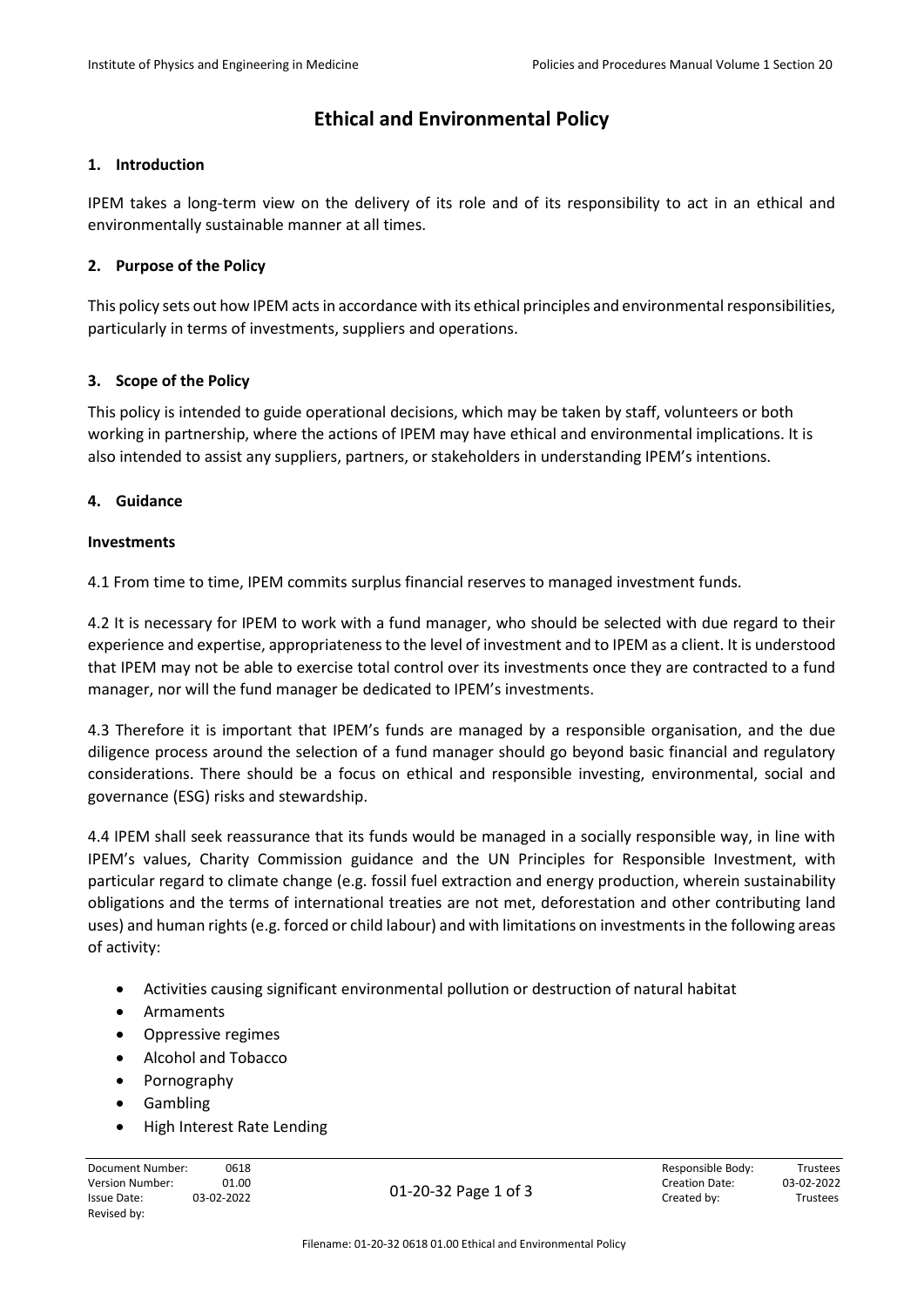# Ethical and Environmental Policy

## 1. Introduction

IPEM takes a long-term view on the delivery of its role and of its responsibility to act in an ethical and environmentally sustainable manner at all times.

## 2. Purpose of the Policy

This policy sets out how IPEM acts in accordance with its ethical principles and environmental responsibilities, particularly in terms of investments, suppliers and operations.

## 3. Scope of the Policy

This policy is intended to guide operational decisions, which may be taken by staff, volunteers or both working in partnership, where the actions of IPEM may have ethical and environmental implications. It is also intended to assist any suppliers, partners, or stakeholders in understanding IPEM's intentions.

## 4. Guidance

### Investments

4.1 From time to time, IPEM commits surplus financial reserves to managed investment funds.

4.2 It is necessary for IPEM to work with a fund manager, who should be selected with due regard to their experience and expertise, appropriateness to the level of investment and to IPEM as a client. It is understood that IPEM may not be able to exercise total control over its investments once they are contracted to a fund manager, nor will the fund manager be dedicated to IPEM's investments.

4.3 Therefore it is important that IPEM's funds are managed by a responsible organisation, and the due diligence process around the selection of a fund manager should go beyond basic financial and regulatory considerations. There should be a focus on ethical and responsible investing, environmental, social and governance (ESG) risks and stewardship.

4.4 IPEM shall seek reassurance that its funds would be managed in a socially responsible way, in line with IPEM's values, Charity Commission guidance and the UN Principles for Responsible Investment, with particular regard to climate change (e.g. fossil fuel extraction and energy production, wherein sustainability obligations and the terms of international treaties are not met, deforestation and other contributing land uses) and human rights (e.g. forced or child labour) and with limitations on investments in the following areas of activity:

- Activities causing significant environmental pollution or destruction of natural habitat
- Armaments
- Oppressive regimes
- Alcohol and Tobacco
- Pornography
- Gambling
- High Interest Rate Lending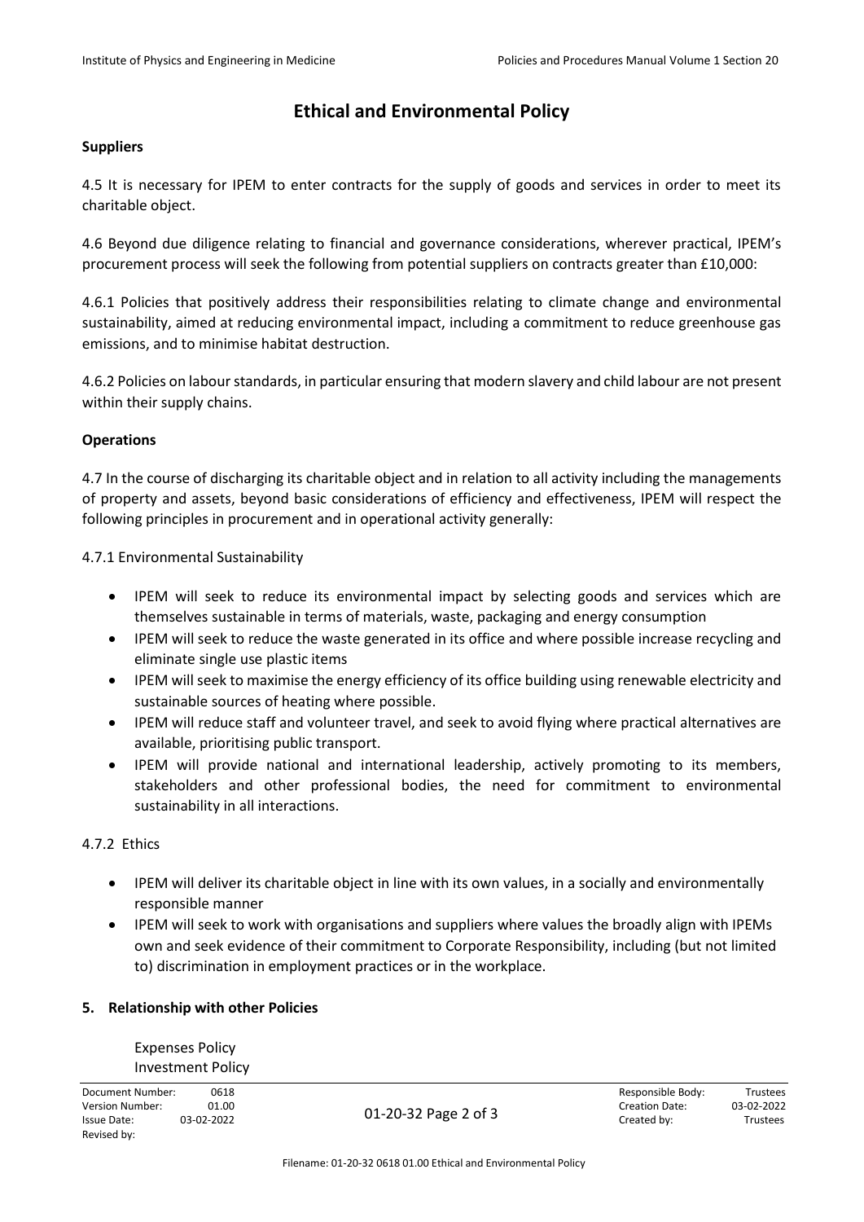# Ethical and Environmental Policy

**Suppliers**

4.5 It is necessary for IPEM to enter contracts for the supply of goods and services in order to meet its charitable object.

4.6 Beyond due diligence relating to financial and governance considerations, wherever practical, IPEM's procurement process will seek the following from potential suppliers on contracts greater than £10,000:

4.6.1 Policies that positively address their responsibilities relating to climate change and environmental sustainability, aimed at reducing environmental impact, including a commitment to reduce greenhouse gas emissions, and to minimise habitat destruction.

4.6.2 Policies on labour standards, in particular ensuring that modern slavery and child labour are not present within their supply chains.

**Operations**

4.7 In the course of discharging its charitable object and in relation to all activity including the managements of property and assets, beyond basic considerations of efficiency and effectiveness, IPEM will respect the following principles in procurement and in operational activity generally:

4.7.1 Environmental Sustainability

- IPEM will seek to reduce its environmental impact by selecting goods and services which are themselves sustainable in terms of materials, waste, packaging and energy consumption
- IPEM will seek to reduce the waste generated in its office and where possible increase recycling and eliminate single use plastic items
- IPEM will seek to maximise the energy efficiency of its office building using renewable electricity and sustainable sources of heating where possible.
- IPEM will reduce staff and volunteer travel, and seek to avoid flying where practical alternatives are available, prioritising public transport.
- IPEM will provide national and international leadership, actively promoting to its members, stakeholders and other professional bodies, the need for commitment to environmental sustainability in all interactions.

4.7.2 Ethics

- IPEM will deliver its charitable object in line with its own values, in a socially and environmentally responsible manner
- IPEM will seek to work with organisations and suppliers where values the broadly align with IPEMs own and seek evidence of their commitment to Corporate Responsibility, including (but not limited to) discrimination in employment practices or in the workplace.

**5. Relationship with other Policies**

Expenses Policy
Investment Policy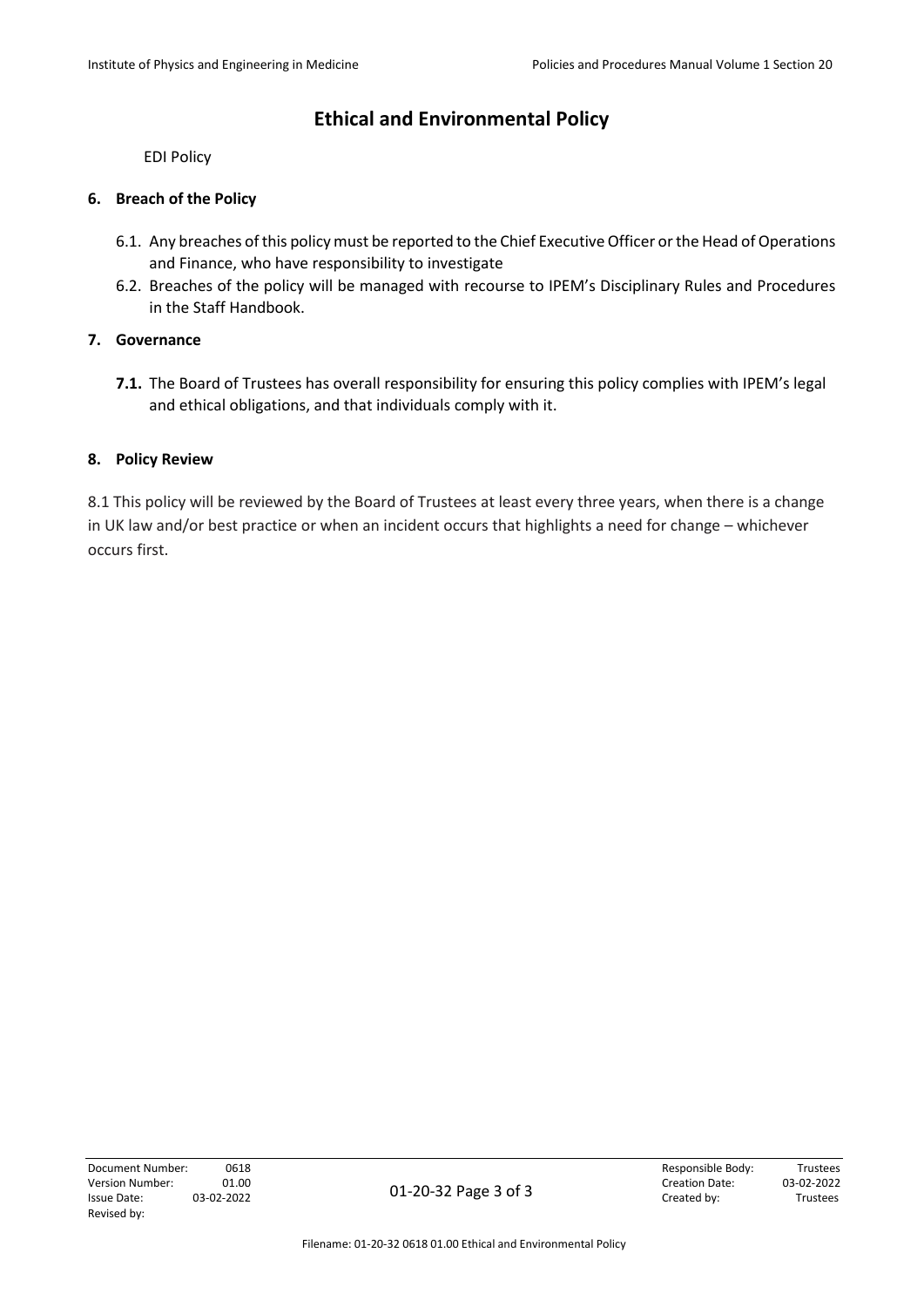# Ethical and Environmental Policy

EDI Policy

## 6. Breach of the Policy

6.1. Any breaches of this policy must be reported to the Chief Executive Officer or the Head of Operations and Finance, who have responsibility to investigate

6.2. Breaches of the policy will be managed with recourse to IPEM's Disciplinary Rules and Procedures in the Staff Handbook.

## 7. Governance

**7.1.** The Board of Trustees has overall responsibility for ensuring this policy complies with IPEM's legal and ethical obligations, and that individuals comply with it.

## 8. Policy Review

8.1 This policy will be reviewed by the Board of Trustees at least every three years, when there is a change in UK law and/or best practice or when an incident occurs that highlights a need for change – whichever occurs first.